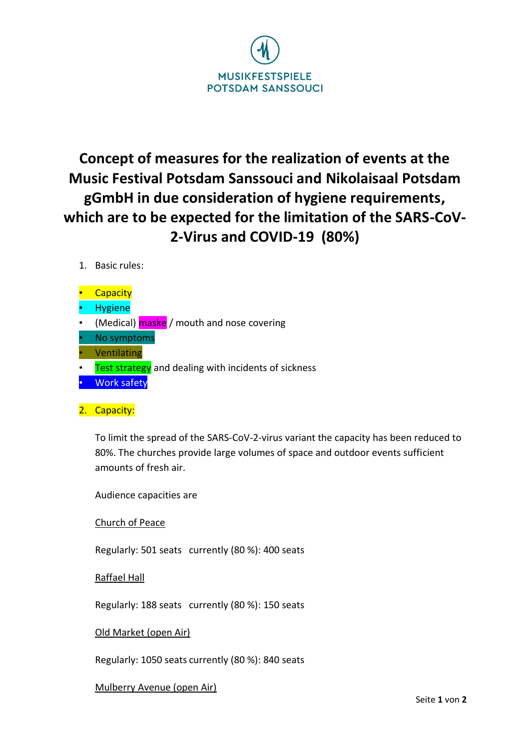MUSIKFESTSPIELE
POTSDAM SANSSOUCI

# Concept of measures for the realization of events at the Music Festival Potsdam Sanssouci and Nikolaisaal Potsdam gGmbH in due consideration of hygiene requirements, which are to be expected for the limitation of the SARS-CoV-2-Virus and COVID-19 (80%)

1. Basic rules:

- Capacity
- Hygiene
- (Medical) maske / mouth and nose covering
- No symptoms
- Ventilating
- Test strategy and dealing with incidents of sickness
- Work safety

2. Capacity:

To limit the spread of the SARS-CoV-2-virus variant the capacity has been reduced to 80%. The churches provide large volumes of space and outdoor events sufficient amounts of fresh air.

Audience capacities are

Church of Peace

Regularly: 501 seats currently (80 %): 400 seats

Raffael Hall

Regularly: 188 seats currently (80 %): 150 seats

Old Market (open Air)

Regularly: 1050 seats currently (80 %): 840 seats

Mulberry Avenue (open Air)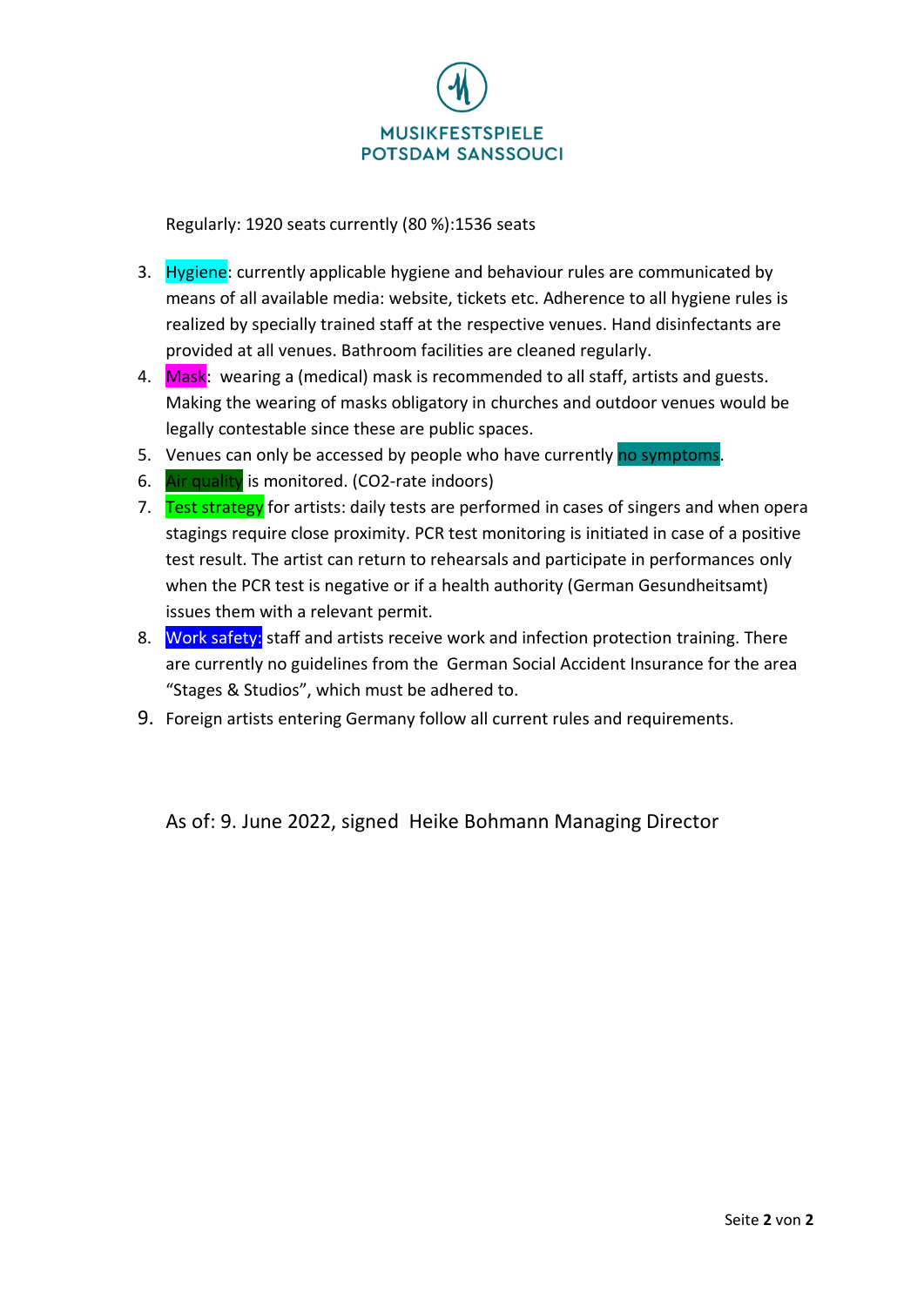Regularly: 1920 seats currently (80 %):1536 seats

3. Hygiene: currently applicable hygiene and behaviour rules are communicated by means of all available media: website, tickets etc. Adherence to all hygiene rules is realized by specially trained staff at the respective venues. Hand disinfectants are provided at all venues. Bathroom facilities are cleaned regularly.
4. Mask: wearing a (medical) mask is recommended to all staff, artists and guests. Making the wearing of masks obligatory in churches and outdoor venues would be legally contestable since these are public spaces.
5. Venues can only be accessed by people who have currently no symptoms.
6. Air quality is monitored. ($CO_2$-rate indoors)
7. Test strategy for artists: daily tests are performed in cases of singers and when opera stagings require close proximity. PCR test monitoring is initiated in case of a positive test result. The artist can return to rehearsals and participate in performances only when the PCR test is negative or if a health authority (German Gesundheitsamt) issues them with a relevant permit.
8. Work safety: staff and artists receive work and infection protection training. There are currently no guidelines from the German Social Accident Insurance for the area "Stages & Studios", which must be adhered to.
9. Foreign artists entering Germany follow all current rules and requirements.

As of: 9. June 2022, signed Heike Bohmann Managing Director